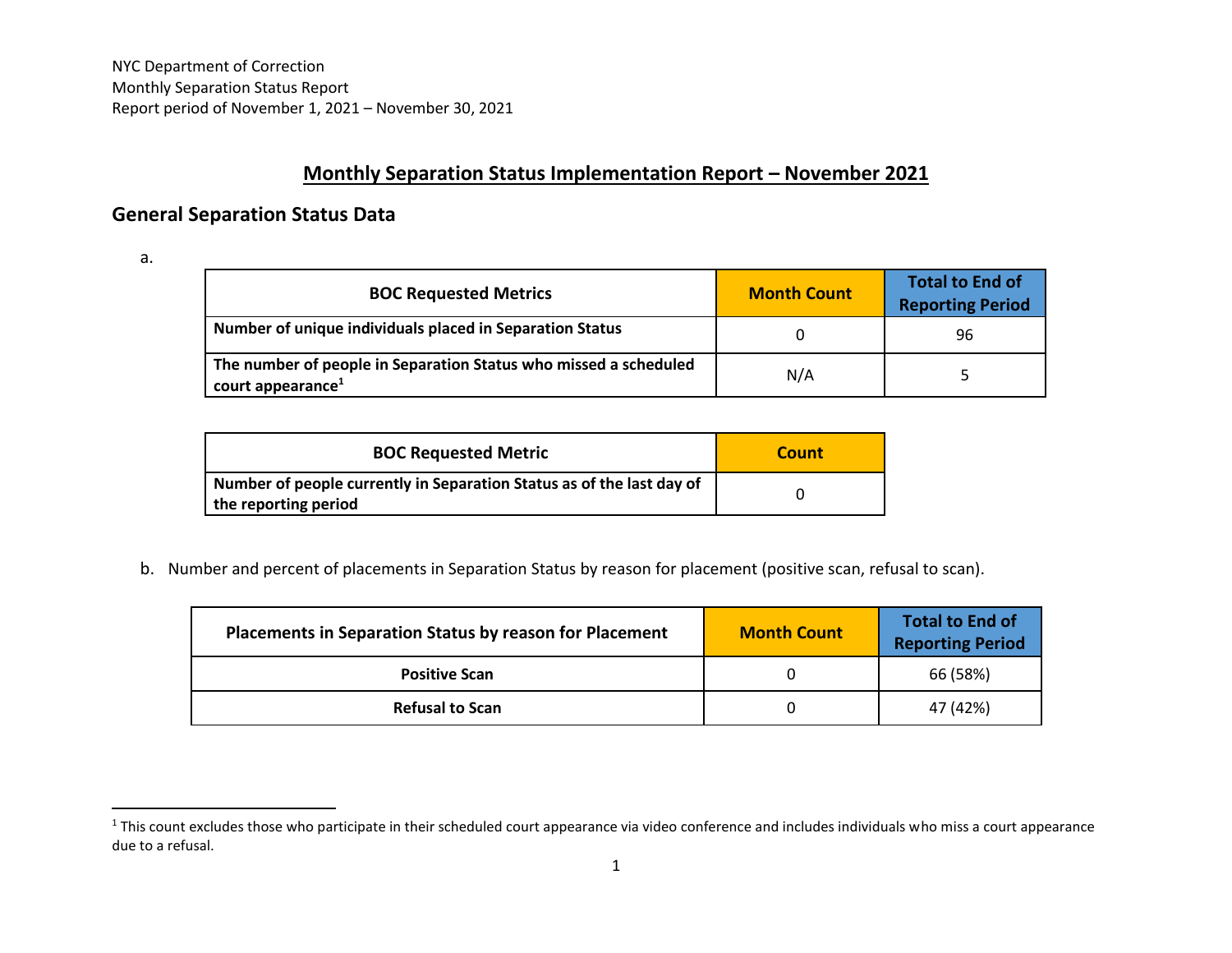NYC Department of Correction
Monthly Separation Status Report
Report period of November 1, 2021 – November 30, 2021

# Monthly Separation Status Implementation Report – November 2021

## General Separation Status Data

a.

| BOC Requested Metrics | Month Count | Total to End of Reporting Period |
|---|---|---|
| **Number of unique individuals placed in Separation Status** | 0 | 96 |
| **The number of people in Separation Status who missed a scheduled court appearance**[1] | N/A | 5 |

| BOC Requested Metric | Count |
|---|---|
| **Number of people currently in Separation Status as of the last day of the reporting period** | 0 |

b. Number and percent of placements in Separation Status by reason for placement (positive scan, refusal to scan).

| Placements in Separation Status by reason for Placement | Month Count | Total to End of Reporting Period |
|---|---|---|
| **Positive Scan** | 0 | 66 (58%) |
| **Refusal to Scan** | 0 | 47 (42%) |

[1] This count excludes those who participate in their scheduled court appearance via video conference and includes individuals who miss a court appearance due to a refusal.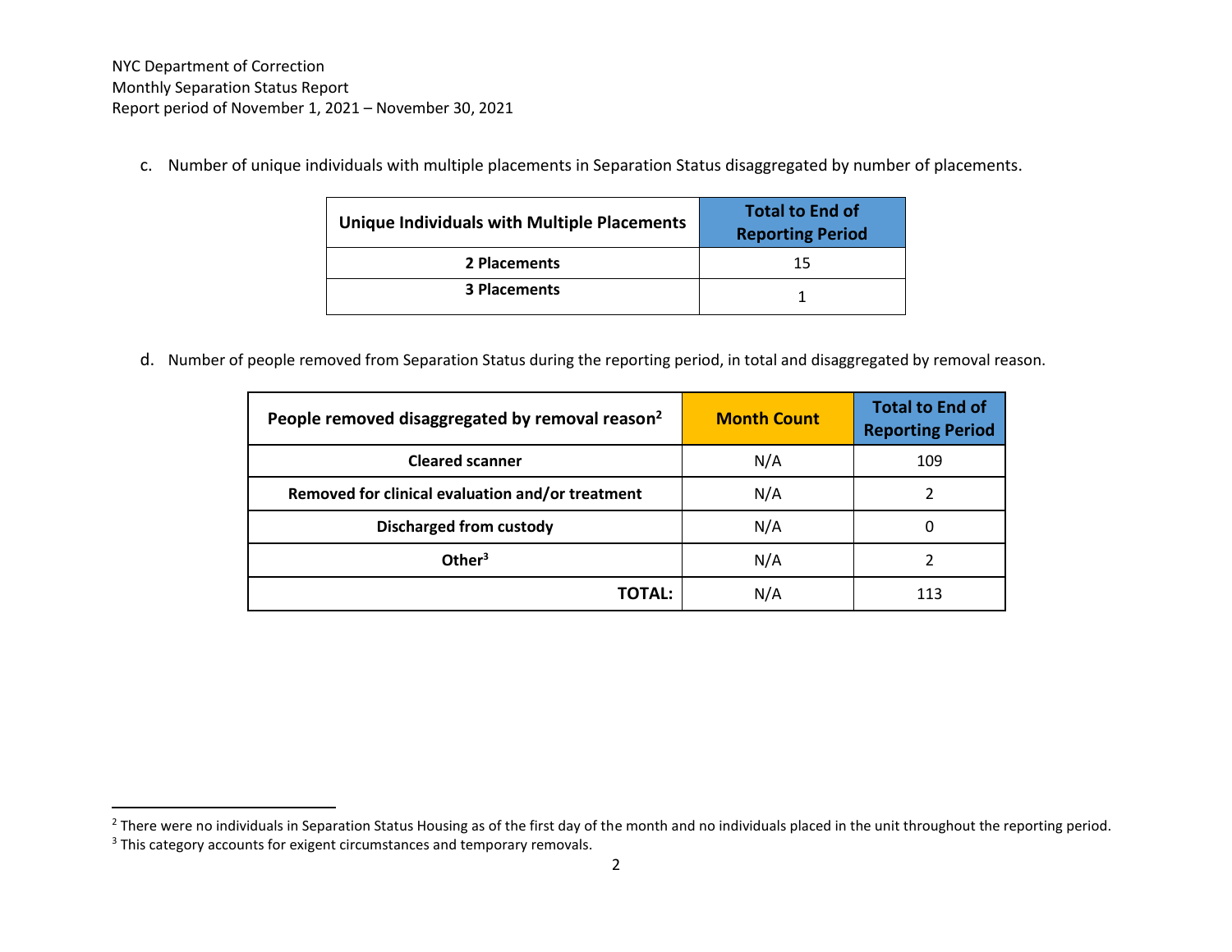c. Number of unique individuals with multiple placements in Separation Status disaggregated by number of placements.

| Unique Individuals with Multiple Placements | Total to End of Reporting Period |
|---|---|
| **2 Placements** | 15 |
| **3 Placements** | 1 |

d. Number of people removed from Separation Status during the reporting period, in total and disaggregated by removal reason.

| People removed disaggregated by removal reason[2] | Month Count | Total to End of Reporting Period |
|---|---|---|
| **Cleared scanner** | N/A | 109 |
| **Removed for clinical evaluation and/or treatment** | N/A | 2 |
| **Discharged from custody** | N/A | 0 |
| **Other[3]** | N/A | 2 |
| **TOTAL:** | N/A | 113 |

[2] There were no individuals in Separation Status Housing as of the first day of the month and no individuals placed in the unit throughout the reporting period.

[3] This category accounts for exigent circumstances and temporary removals.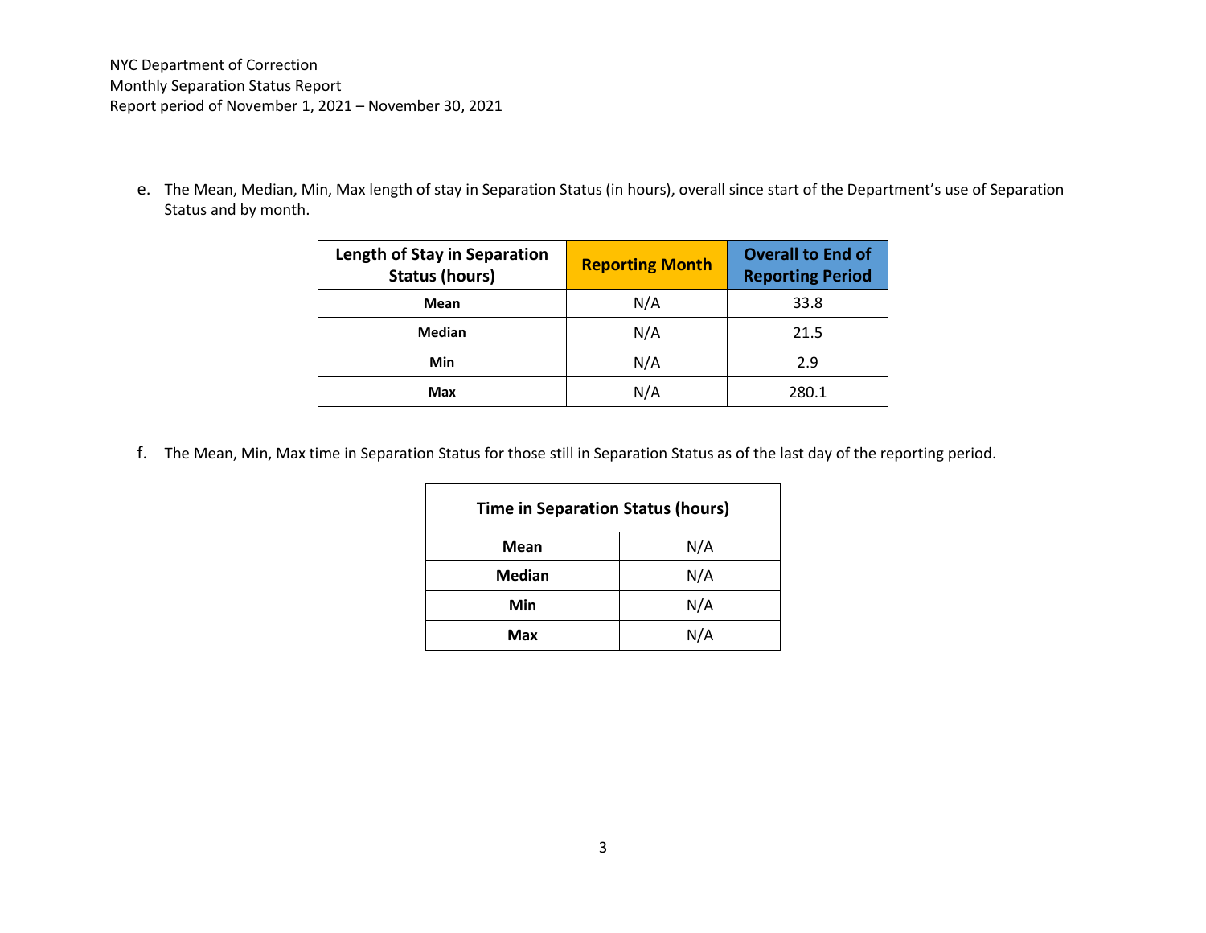e. The Mean, Median, Min, Max length of stay in Separation Status (in hours), overall since start of the Department's use of Separation Status and by month.

| Length of Stay in Separation Status (hours) | Reporting Month | Overall to End of Reporting Period |
|---|---|---|
| **Mean** | N/A | 33.8 |
| **Median** | N/A | 21.5 |
| **Min** | N/A | 2.9 |
| **Max** | N/A | 280.1 |

f. The Mean, Min, Max time in Separation Status for those still in Separation Status as of the last day of the reporting period.

| Time in Separation Status (hours) | |
|---|---|
| **Mean** | N/A |
| **Median** | N/A |
| **Min** | N/A |
| **Max** | N/A |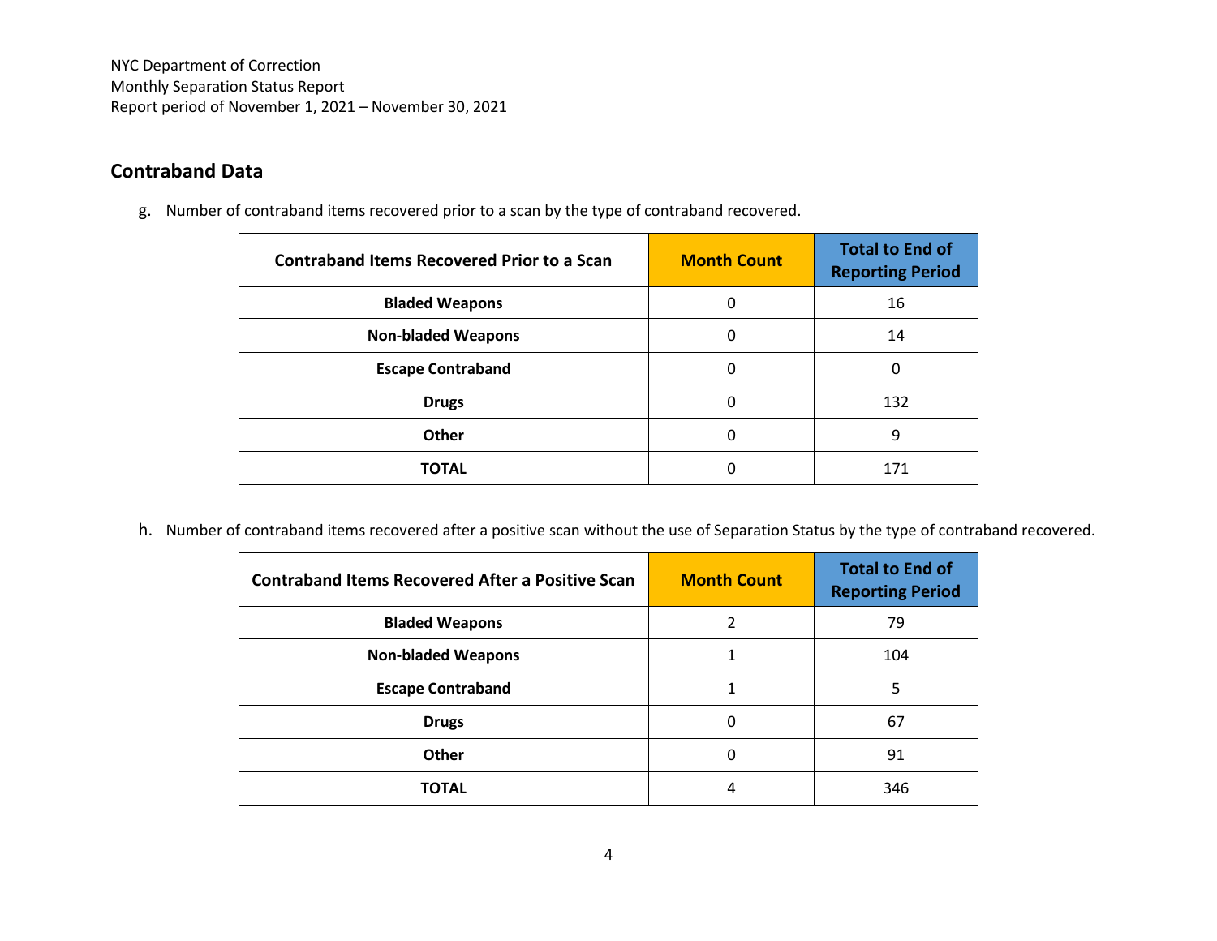NYC Department of Correction
Monthly Separation Status Report
Report period of November 1, 2021 – November 30, 2021

## Contraband Data

g. Number of contraband items recovered prior to a scan by the type of contraband recovered.

| Contraband Items Recovered Prior to a Scan | Month Count | Total to End of Reporting Period |
|---|---|---|
| **Bladed Weapons** | 0 | 16 |
| **Non-bladed Weapons** | 0 | 14 |
| **Escape Contraband** | 0 | 0 |
| **Drugs** | 0 | 132 |
| **Other** | 0 | 9 |
| **TOTAL** | 0 | 171 |

h. Number of contraband items recovered after a positive scan without the use of Separation Status by the type of contraband recovered.

| Contraband Items Recovered After a Positive Scan | Month Count | Total to End of Reporting Period |
|---|---|---|
| **Bladed Weapons** | 2 | 79 |
| **Non-bladed Weapons** | 1 | 104 |
| **Escape Contraband** | 1 | 5 |
| **Drugs** | 0 | 67 |
| **Other** | 0 | 91 |
| **TOTAL** | 4 | 346 |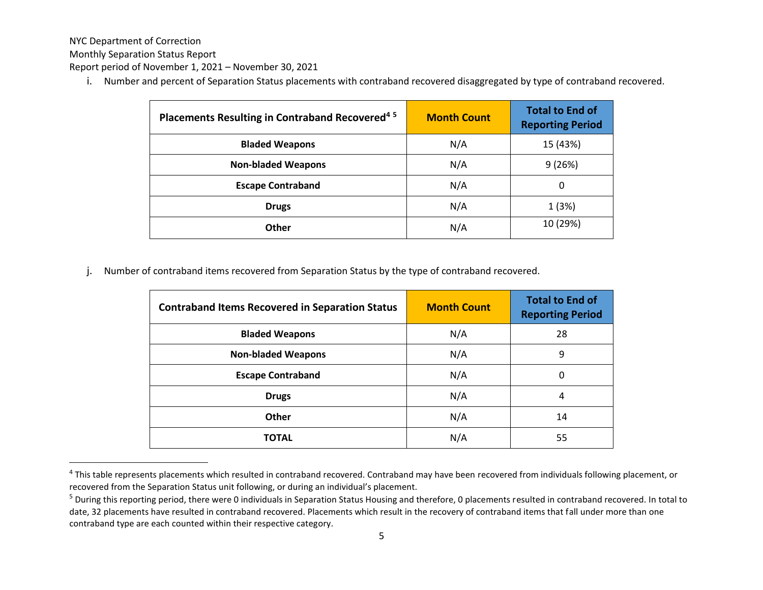NYC Department of Correction
Monthly Separation Status Report
Report period of November 1, 2021 – November 30, 2021

i. Number and percent of Separation Status placements with contraband recovered disaggregated by type of contraband recovered.

| Placements Resulting in Contraband Recovered[4] [5] | Month Count | Total to End of Reporting Period |
|---|---|---|
| Bladed Weapons | N/A | 15 (43%) |
| Non-bladed Weapons | N/A | 9 (26%) |
| Escape Contraband | N/A | 0 |
| Drugs | N/A | 1 (3%) |
| Other | N/A | 10 (29%) |

j. Number of contraband items recovered from Separation Status by the type of contraband recovered.

| Contraband Items Recovered in Separation Status | Month Count | Total to End of Reporting Period |
|---|---|---|
| Bladed Weapons | N/A | 28 |
| Non-bladed Weapons | N/A | 9 |
| Escape Contraband | N/A | 0 |
| Drugs | N/A | 4 |
| Other | N/A | 14 |
| TOTAL | N/A | 55 |

[4] This table represents placements which resulted in contraband recovered. Contraband may have been recovered from individuals following placement, or recovered from the Separation Status unit following, or during an individual's placement.

[5] During this reporting period, there were 0 individuals in Separation Status Housing and therefore, 0 placements resulted in contraband recovered. In total to date, 32 placements have resulted in contraband recovered. Placements which result in the recovery of contraband items that fall under more than one contraband type are each counted within their respective category.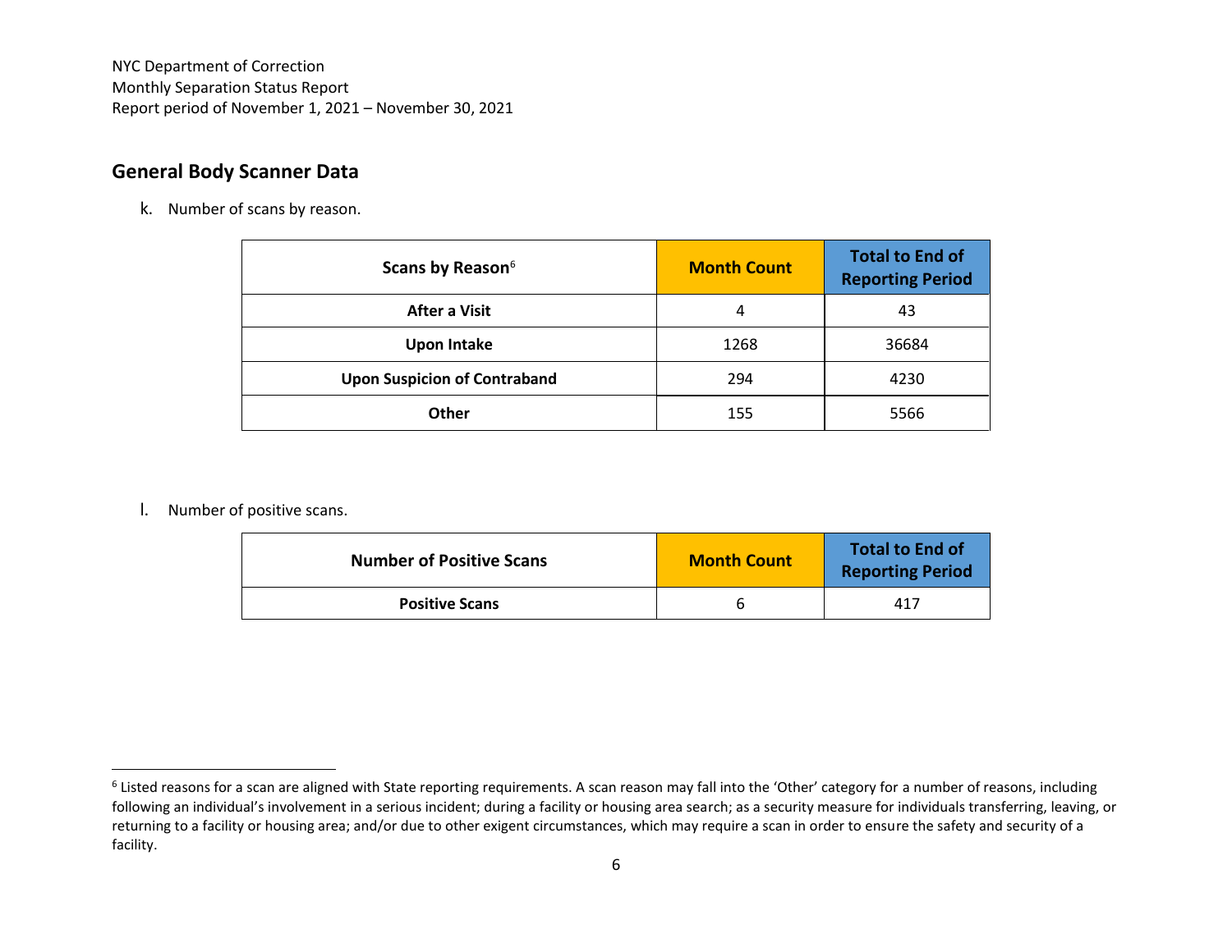NYC Department of Correction
Monthly Separation Status Report
Report period of November 1, 2021 – November 30, 2021

## General Body Scanner Data

k. Number of scans by reason.

| Scans by Reason[6] | Month Count | Total to End of Reporting Period |
|---|---|---|
| **After a Visit** | 4 | 43 |
| **Upon Intake** | 1268 | 36684 |
| **Upon Suspicion of Contraband** | 294 | 4230 |
| **Other** | 155 | 5566 |

l. Number of positive scans.

| Number of Positive Scans | Month Count | Total to End of Reporting Period |
|---|---|---|
| **Positive Scans** | 6 | 417 |

[6] Listed reasons for a scan are aligned with State reporting requirements. A scan reason may fall into the 'Other' category for a number of reasons, including following an individual's involvement in a serious incident; during a facility or housing area search; as a security measure for individuals transferring, leaving, or returning to a facility or housing area; and/or due to other exigent circumstances, which may require a scan in order to ensure the safety and security of a facility.